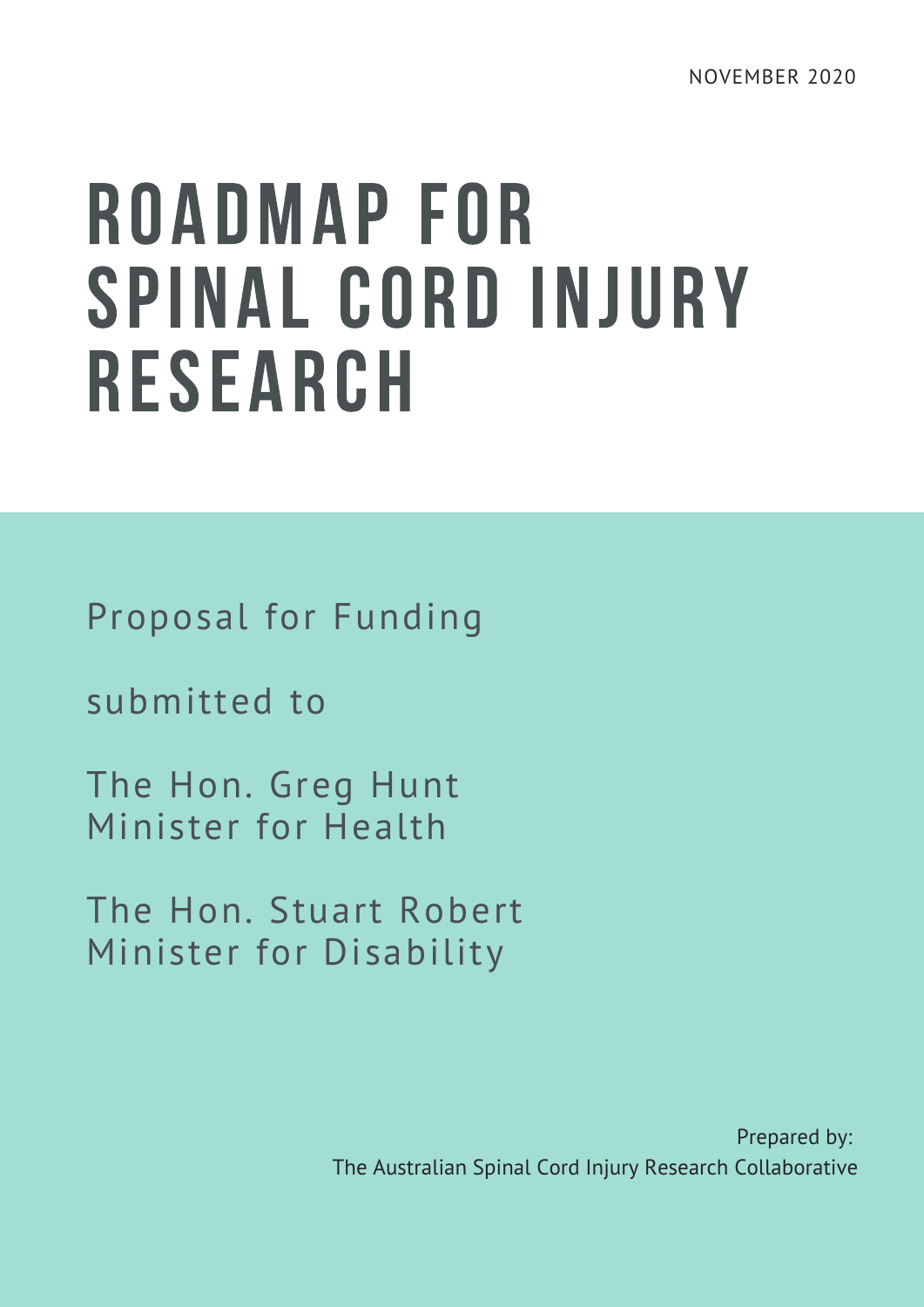NOVEMBER 2020

# ROADMAP FOR SPINAL CORD INJURY RESEARCH

Proposal for Funding

submitted to

The Hon. Greg Hunt
Minister for Health

The Hon. Stuart Robert
Minister for Disability

Prepared by:
The Australian Spinal Cord Injury Research Collaborative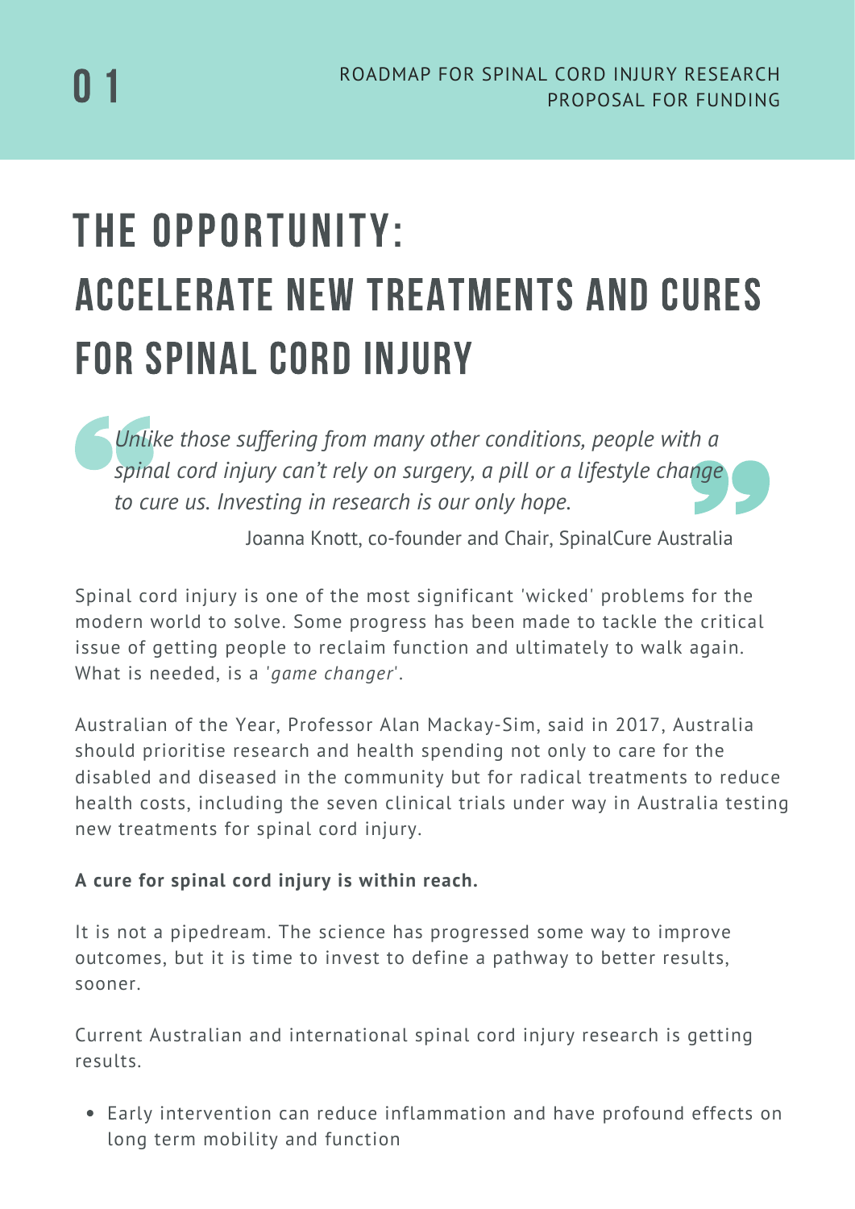# THE OPPORTUNITY: ACCELERATE NEW TREATMENTS AND CURES FOR SPINAL CORD INJURY

> *Unlike those suffering from many other conditions, people with a spinal cord injury can't rely on surgery, a pill or a lifestyle change to cure us. Investing in research is our only hope.*
>
> Joanna Knott, co-founder and Chair, SpinalCure Australia

Spinal cord injury is one of the most significant 'wicked' problems for the modern world to solve. Some progress has been made to tackle the critical issue of getting people to reclaim function and ultimately to walk again. What is needed, is a '*game changer*'.

Australian of the Year, Professor Alan Mackay-Sim, said in 2017, Australia should prioritise research and health spending not only to care for the disabled and diseased in the community but for radical treatments to reduce health costs, including the seven clinical trials under way in Australia testing new treatments for spinal cord injury.

**A cure for spinal cord injury is within reach.**

It is not a pipedream. The science has progressed some way to improve outcomes, but it is time to invest to define a pathway to better results, sooner.

Current Australian and international spinal cord injury research is getting results.

- Early intervention can reduce inflammation and have profound effects on long term mobility and function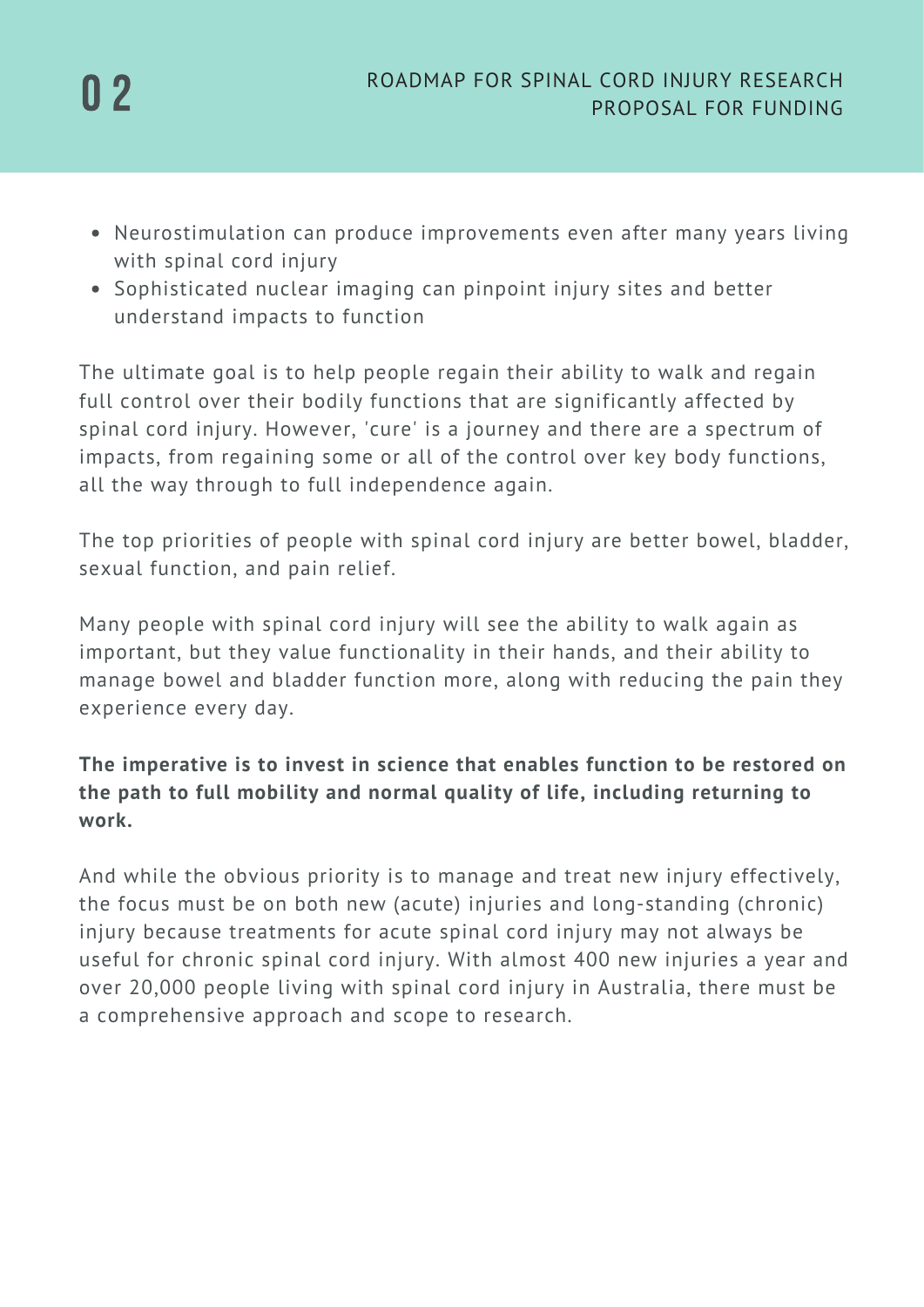- Neurostimulation can produce improvements even after many years living with spinal cord injury
- Sophisticated nuclear imaging can pinpoint injury sites and better understand impacts to function

The ultimate goal is to help people regain their ability to walk and regain full control over their bodily functions that are significantly affected by spinal cord injury. However, 'cure' is a journey and there are a spectrum of impacts, from regaining some or all of the control over key body functions, all the way through to full independence again.

The top priorities of people with spinal cord injury are better bowel, bladder, sexual function, and pain relief.

Many people with spinal cord injury will see the ability to walk again as important, but they value functionality in their hands, and their ability to manage bowel and bladder function more, along with reducing the pain they experience every day.

**The imperative is to invest in science that enables function to be restored on the path to full mobility and normal quality of life, including returning to work.**

And while the obvious priority is to manage and treat new injury effectively, the focus must be on both new (acute) injuries and long-standing (chronic) injury because treatments for acute spinal cord injury may not always be useful for chronic spinal cord injury. With almost 400 new injuries a year and over 20,000 people living with spinal cord injury in Australia, there must be a comprehensive approach and scope to research.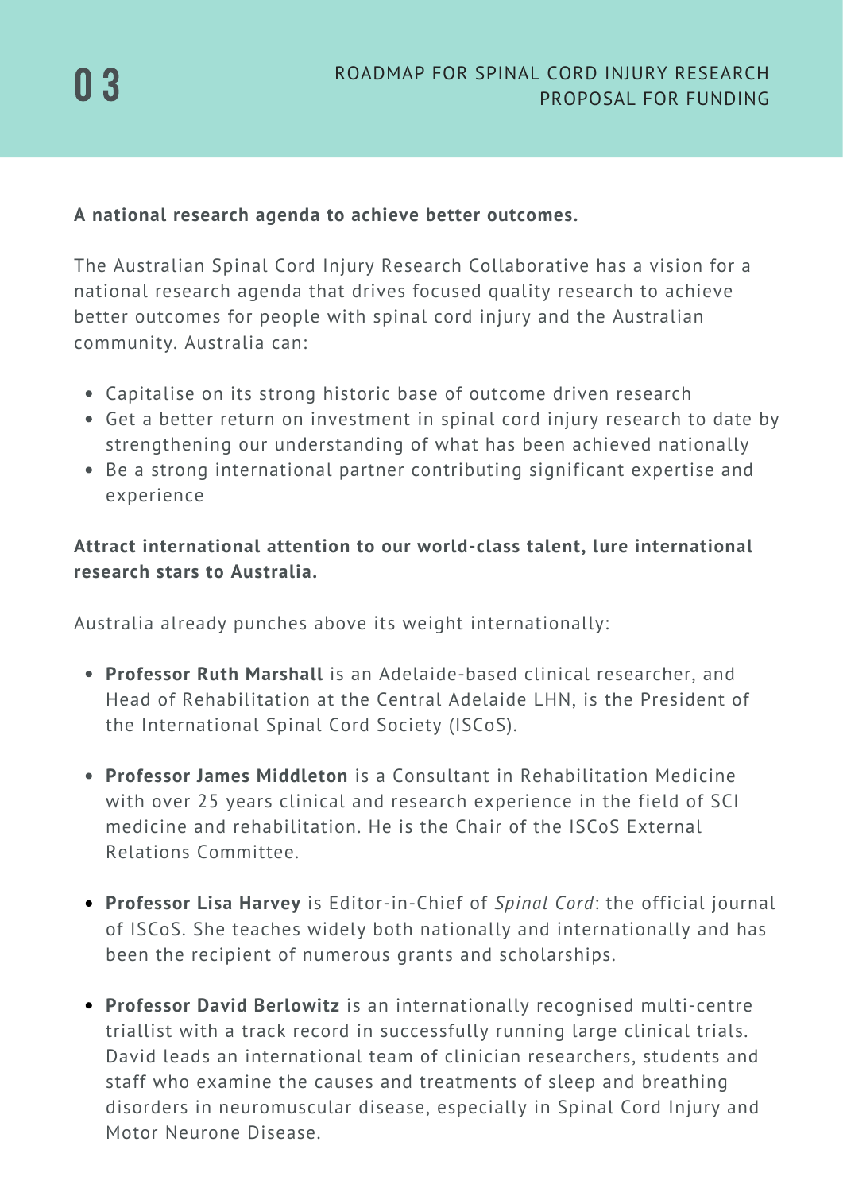**A national research agenda to achieve better outcomes.**

The Australian Spinal Cord Injury Research Collaborative has a vision for a national research agenda that drives focused quality research to achieve better outcomes for people with spinal cord injury and the Australian community. Australia can:

- Capitalise on its strong historic base of outcome driven research
- Get a better return on investment in spinal cord injury research to date by strengthening our understanding of what has been achieved nationally
- Be a strong international partner contributing significant expertise and experience

**Attract international attention to our world-class talent, lure international research stars to Australia.**

Australia already punches above its weight internationally:

- **Professor Ruth Marshall** is an Adelaide-based clinical researcher, and Head of Rehabilitation at the Central Adelaide LHN, is the President of the International Spinal Cord Society (ISCoS).

- **Professor James Middleton** is a Consultant in Rehabilitation Medicine with over 25 years clinical and research experience in the field of SCI medicine and rehabilitation. He is the Chair of the ISCoS External Relations Committee.

- **Professor Lisa Harvey** is Editor-in-Chief of *Spinal Cord*: the official journal of ISCoS. She teaches widely both nationally and internationally and has been the recipient of numerous grants and scholarships.

- **Professor David Berlowitz** is an internationally recognised multi-centre triallist with a track record in successfully running large clinical trials. David leads an international team of clinician researchers, students and staff who examine the causes and treatments of sleep and breathing disorders in neuromuscular disease, especially in Spinal Cord Injury and Motor Neurone Disease.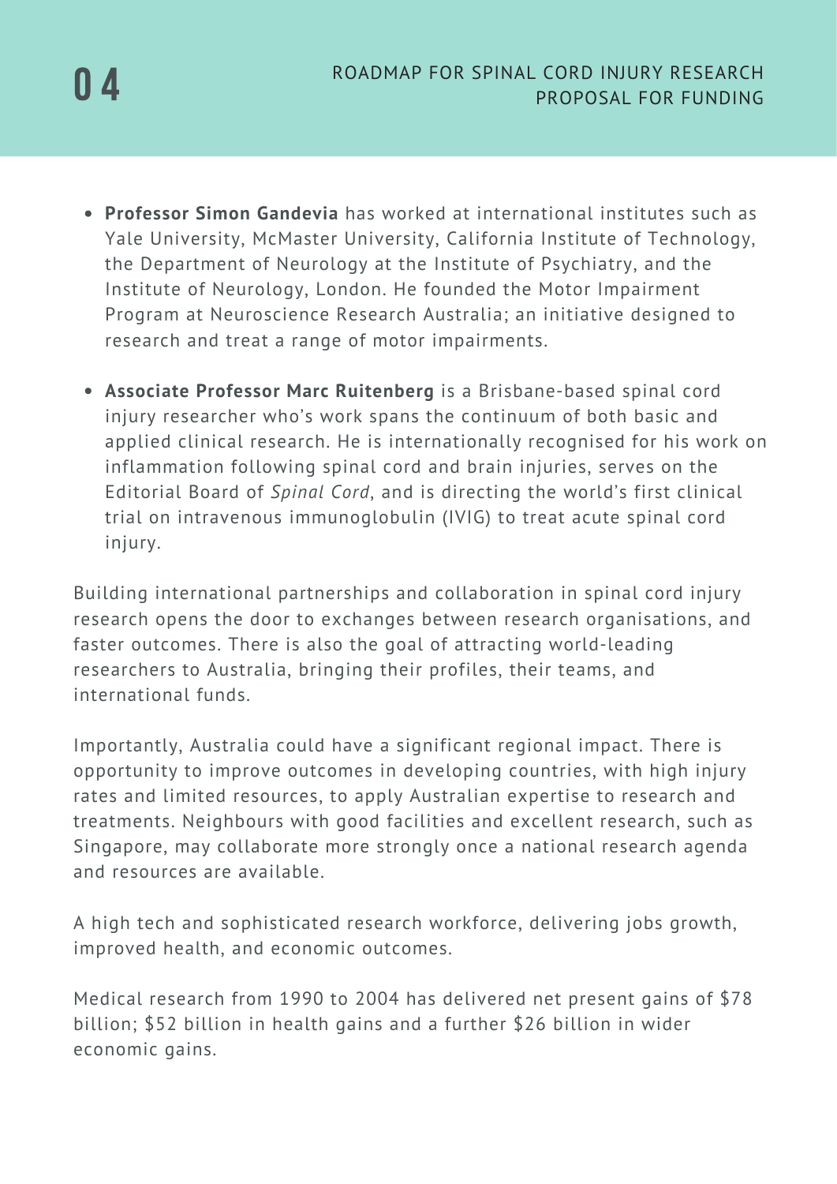- **Professor Simon Gandevia** has worked at international institutes such as Yale University, McMaster University, California Institute of Technology, the Department of Neurology at the Institute of Psychiatry, and the Institute of Neurology, London. He founded the Motor Impairment Program at Neuroscience Research Australia; an initiative designed to research and treat a range of motor impairments.

- **Associate Professor Marc Ruitenberg** is a Brisbane-based spinal cord injury researcher who's work spans the continuum of both basic and applied clinical research. He is internationally recognised for his work on inflammation following spinal cord and brain injuries, serves on the Editorial Board of *Spinal Cord*, and is directing the world's first clinical trial on intravenous immunoglobulin (IVIG) to treat acute spinal cord injury.

Building international partnerships and collaboration in spinal cord injury research opens the door to exchanges between research organisations, and faster outcomes. There is also the goal of attracting world-leading researchers to Australia, bringing their profiles, their teams, and international funds.

Importantly, Australia could have a significant regional impact. There is opportunity to improve outcomes in developing countries, with high injury rates and limited resources, to apply Australian expertise to research and treatments. Neighbours with good facilities and excellent research, such as Singapore, may collaborate more strongly once a national research agenda and resources are available.

A high tech and sophisticated research workforce, delivering jobs growth, improved health, and economic outcomes.

Medical research from 1990 to 2004 has delivered net present gains of $78 billion; $52 billion in health gains and a further $26 billion in wider economic gains.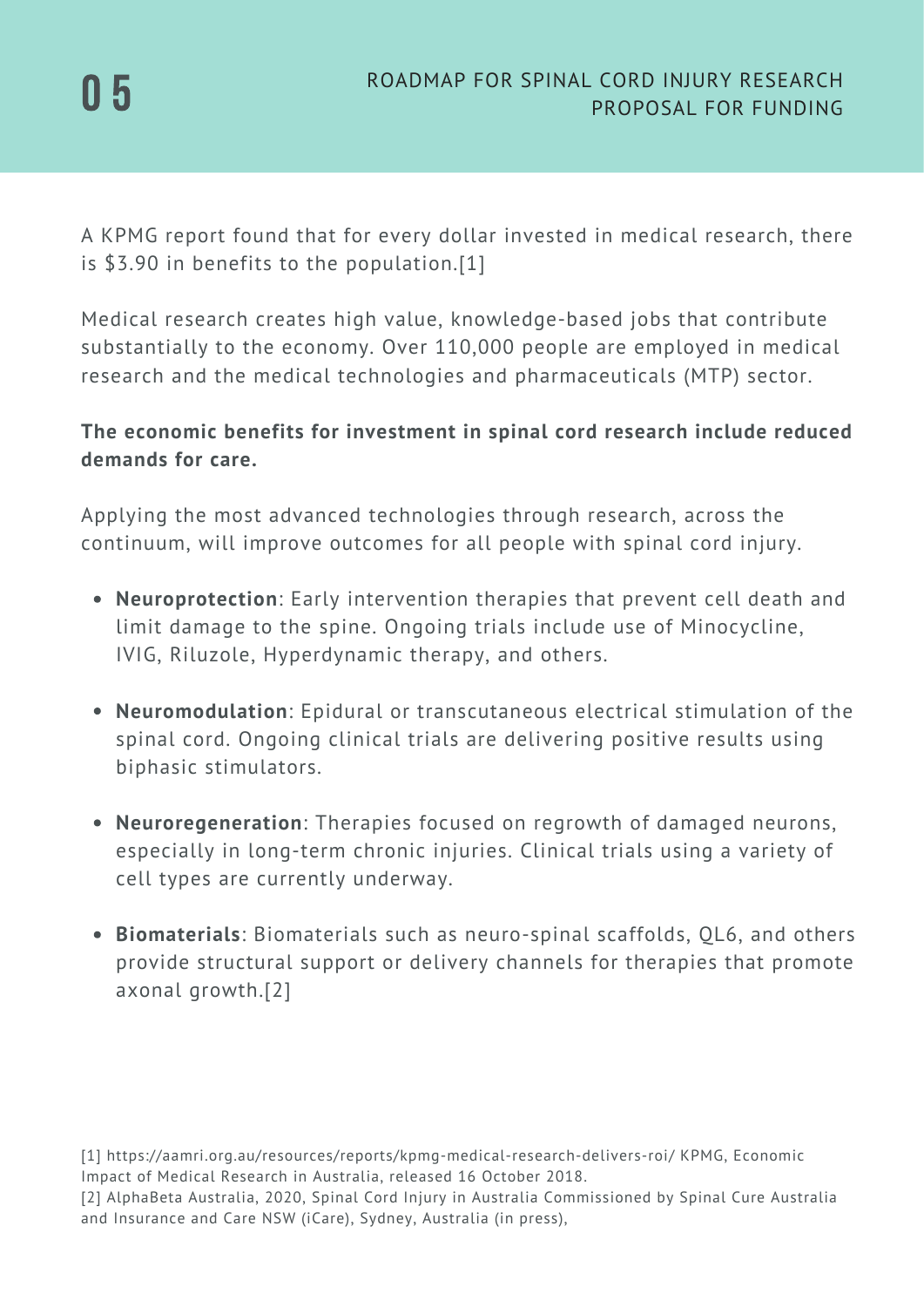A KPMG report found that for every dollar invested in medical research, there is $3.90 in benefits to the population.[1]

Medical research creates high value, knowledge-based jobs that contribute substantially to the economy. Over 110,000 people are employed in medical research and the medical technologies and pharmaceuticals (MTP) sector.

**The economic benefits for investment in spinal cord research include reduced demands for care.**

Applying the most advanced technologies through research, across the continuum, will improve outcomes for all people with spinal cord injury.

- **Neuroprotection**: Early intervention therapies that prevent cell death and limit damage to the spine. Ongoing trials include use of Minocycline, IVIG, Riluzole, Hyperdynamic therapy, and others.
- **Neuromodulation**: Epidural or transcutaneous electrical stimulation of the spinal cord. Ongoing clinical trials are delivering positive results using biphasic stimulators.
- **Neuroregeneration**: Therapies focused on regrowth of damaged neurons, especially in long-term chronic injuries. Clinical trials using a variety of cell types are currently underway.
- **Biomaterials**: Biomaterials such as neuro-spinal scaffolds, QL6, and others provide structural support or delivery channels for therapies that promote axonal growth.[2]

[1] https://aamri.org.au/resources/reports/kpmg-medical-research-delivers-roi/ KPMG, Economic Impact of Medical Research in Australia, released 16 October 2018.
[2] AlphaBeta Australia, 2020, Spinal Cord Injury in Australia Commissioned by Spinal Cure Australia and Insurance and Care NSW (iCare), Sydney, Australia (in press),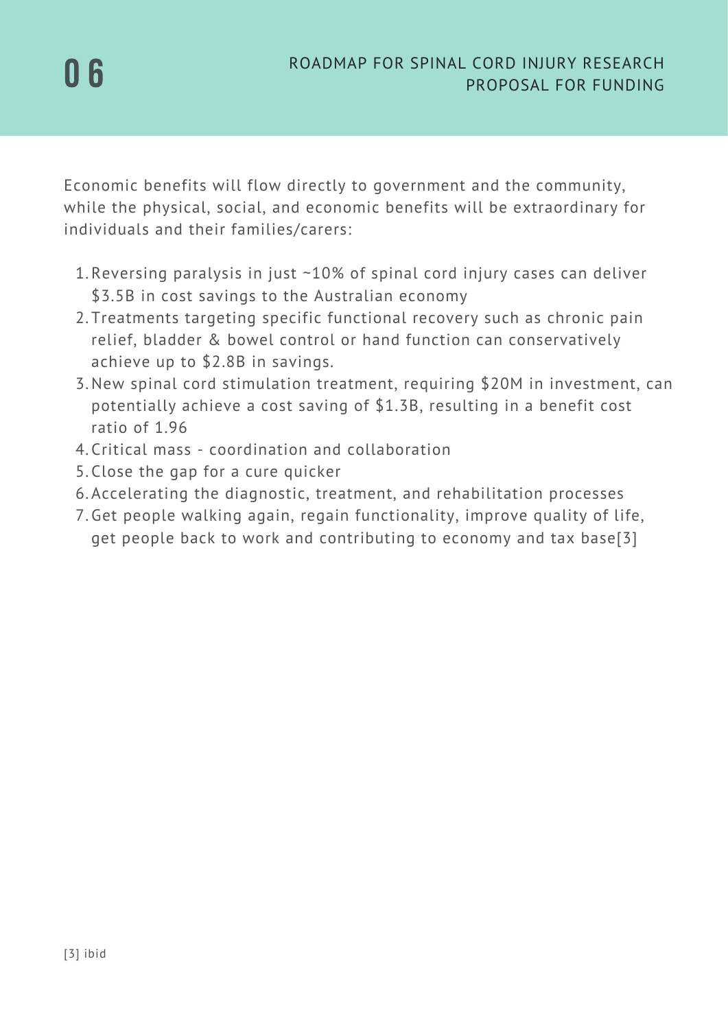Economic benefits will flow directly to government and the community, while the physical, social, and economic benefits will be extraordinary for individuals and their families/carers:

1. Reversing paralysis in just ~10% of spinal cord injury cases can deliver $3.5B in cost savings to the Australian economy
2. Treatments targeting specific functional recovery such as chronic pain relief, bladder & bowel control or hand function can conservatively achieve up to $2.8B in savings.
3. New spinal cord stimulation treatment, requiring $20M in investment, can potentially achieve a cost saving of $1.3B, resulting in a benefit cost ratio of 1.96
4. Critical mass - coordination and collaboration
5. Close the gap for a cure quicker
6. Accelerating the diagnostic, treatment, and rehabilitation processes
7. Get people walking again, regain functionality, improve quality of life, get people back to work and contributing to economy and tax base[3]

[3] ibid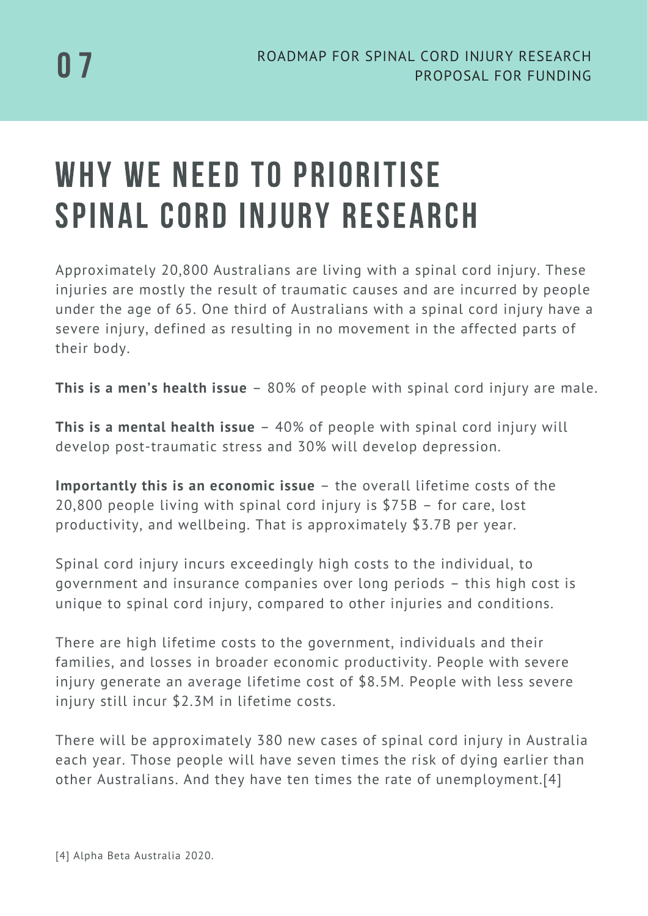# WHY WE NEED TO PRIORITISE SPINAL CORD INJURY RESEARCH

Approximately 20,800 Australians are living with a spinal cord injury. These injuries are mostly the result of traumatic causes and are incurred by people under the age of 65. One third of Australians with a spinal cord injury have a severe injury, defined as resulting in no movement in the affected parts of their body.

**This is a men's health issue** – 80% of people with spinal cord injury are male.

**This is a mental health issue** – 40% of people with spinal cord injury will develop post-traumatic stress and 30% will develop depression.

**Importantly this is an economic issue** – the overall lifetime costs of the 20,800 people living with spinal cord injury is $75B – for care, lost productivity, and wellbeing. That is approximately $3.7B per year.

Spinal cord injury incurs exceedingly high costs to the individual, to government and insurance companies over long periods – this high cost is unique to spinal cord injury, compared to other injuries and conditions.

There are high lifetime costs to the government, individuals and their families, and losses in broader economic productivity. People with severe injury generate an average lifetime cost of $8.5M. People with less severe injury still incur $2.3M in lifetime costs.

There will be approximately 380 new cases of spinal cord injury in Australia each year. Those people will have seven times the risk of dying earlier than other Australians. And they have ten times the rate of unemployment.[4]

[4] Alpha Beta Australia 2020.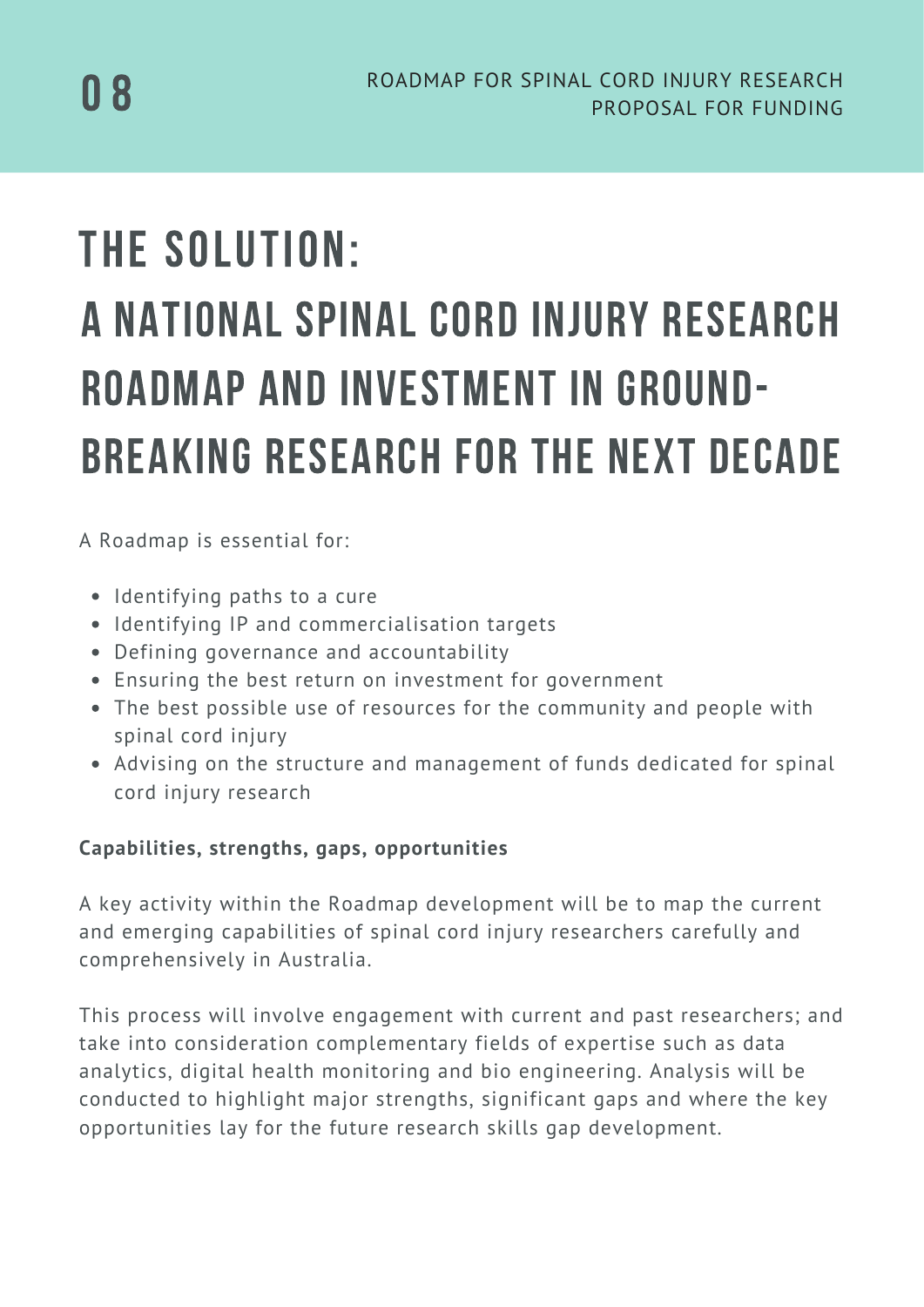# THE SOLUTION:

# A NATIONAL SPINAL CORD INJURY RESEARCH ROADMAP AND INVESTMENT IN GROUND-BREAKING RESEARCH FOR THE NEXT DECADE

A Roadmap is essential for:

- Identifying paths to a cure
- Identifying IP and commercialisation targets
- Defining governance and accountability
- Ensuring the best return on investment for government
- The best possible use of resources for the community and people with spinal cord injury
- Advising on the structure and management of funds dedicated for spinal cord injury research

**Capabilities, strengths, gaps, opportunities**

A key activity within the Roadmap development will be to map the current and emerging capabilities of spinal cord injury researchers carefully and comprehensively in Australia.

This process will involve engagement with current and past researchers; and take into consideration complementary fields of expertise such as data analytics, digital health monitoring and bio engineering. Analysis will be conducted to highlight major strengths, significant gaps and where the key opportunities lay for the future research skills gap development.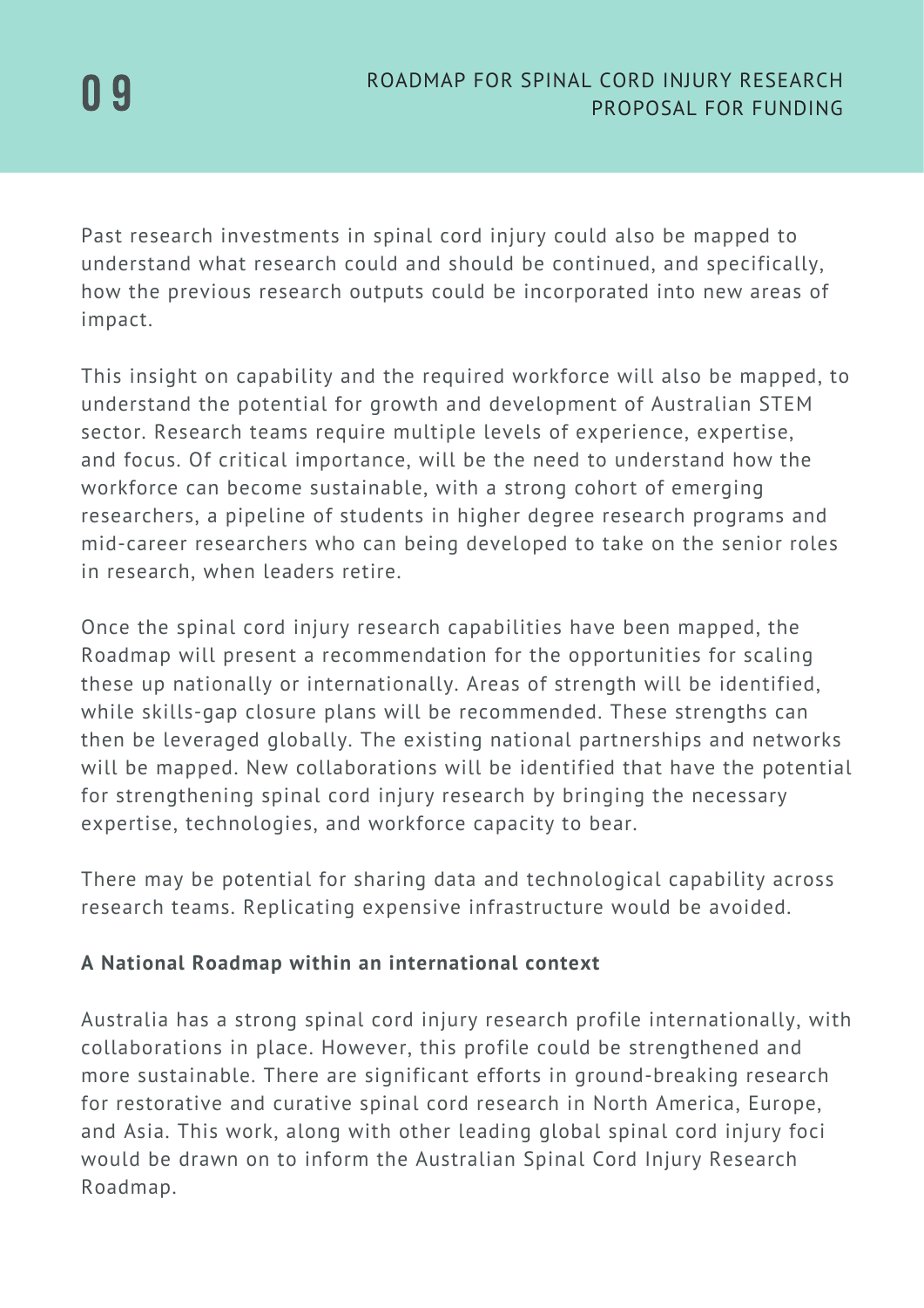Past research investments in spinal cord injury could also be mapped to understand what research could and should be continued, and specifically, how the previous research outputs could be incorporated into new areas of impact.

This insight on capability and the required workforce will also be mapped, to understand the potential for growth and development of Australian STEM sector. Research teams require multiple levels of experience, expertise, and focus. Of critical importance, will be the need to understand how the workforce can become sustainable, with a strong cohort of emerging researchers, a pipeline of students in higher degree research programs and mid-career researchers who can being developed to take on the senior roles in research, when leaders retire.

Once the spinal cord injury research capabilities have been mapped, the Roadmap will present a recommendation for the opportunities for scaling these up nationally or internationally. Areas of strength will be identified, while skills-gap closure plans will be recommended. These strengths can then be leveraged globally. The existing national partnerships and networks will be mapped. New collaborations will be identified that have the potential for strengthening spinal cord injury research by bringing the necessary expertise, technologies, and workforce capacity to bear.

There may be potential for sharing data and technological capability across research teams. Replicating expensive infrastructure would be avoided.

**A National Roadmap within an international context**

Australia has a strong spinal cord injury research profile internationally, with collaborations in place. However, this profile could be strengthened and more sustainable. There are significant efforts in ground-breaking research for restorative and curative spinal cord research in North America, Europe, and Asia. This work, along with other leading global spinal cord injury foci would be drawn on to inform the Australian Spinal Cord Injury Research Roadmap.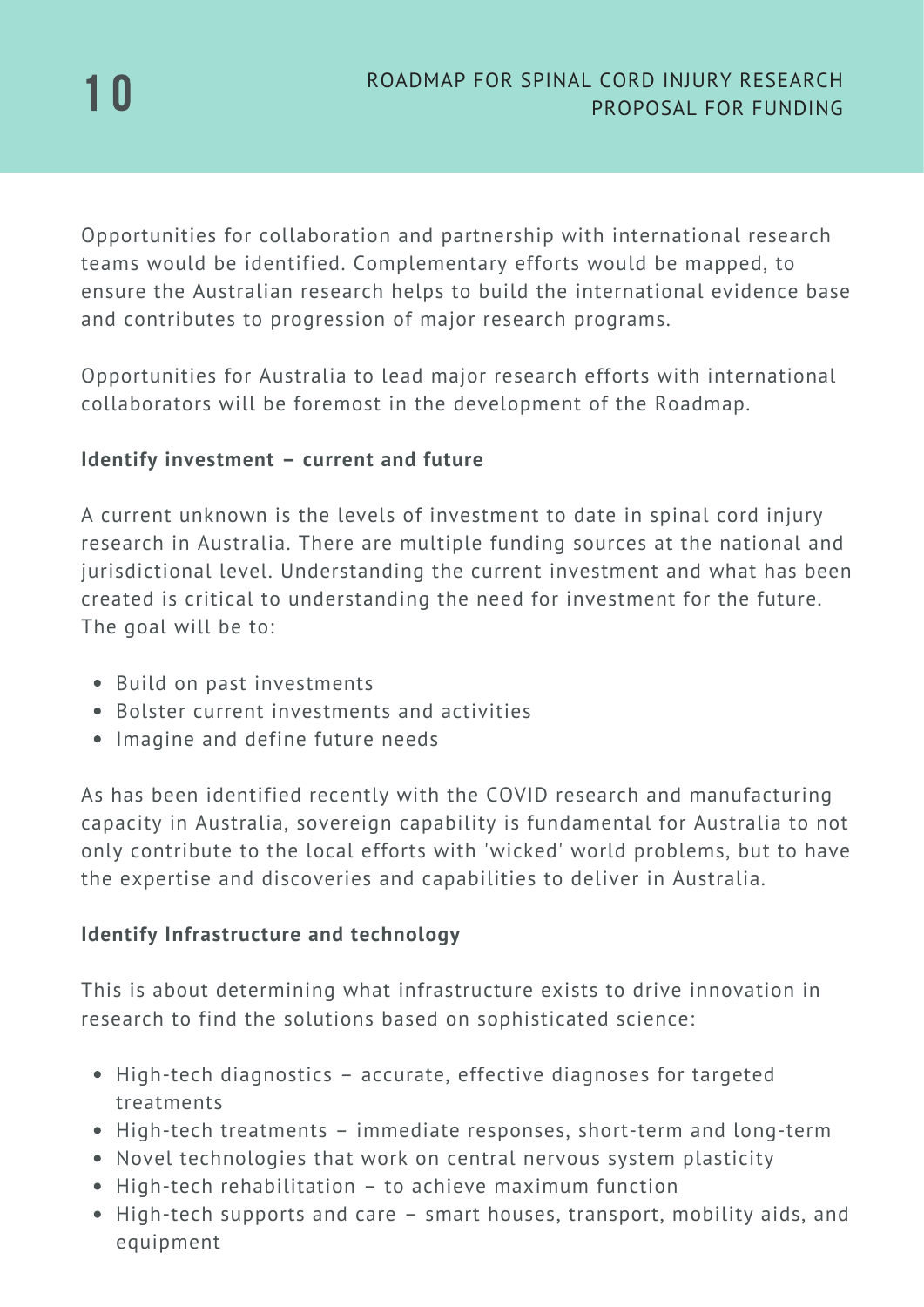Opportunities for collaboration and partnership with international research teams would be identified. Complementary efforts would be mapped, to ensure the Australian research helps to build the international evidence base and contributes to progression of major research programs.

Opportunities for Australia to lead major research efforts with international collaborators will be foremost in the development of the Roadmap.

**Identify investment – current and future**

A current unknown is the levels of investment to date in spinal cord injury research in Australia. There are multiple funding sources at the national and jurisdictional level. Understanding the current investment and what has been created is critical to understanding the need for investment for the future. The goal will be to:

- Build on past investments
- Bolster current investments and activities
- Imagine and define future needs

As has been identified recently with the COVID research and manufacturing capacity in Australia, sovereign capability is fundamental for Australia to not only contribute to the local efforts with 'wicked' world problems, but to have the expertise and discoveries and capabilities to deliver in Australia.

**Identify Infrastructure and technology**

This is about determining what infrastructure exists to drive innovation in research to find the solutions based on sophisticated science:

- High-tech diagnostics – accurate, effective diagnoses for targeted treatments
- High-tech treatments – immediate responses, short-term and long-term
- Novel technologies that work on central nervous system plasticity
- High-tech rehabilitation – to achieve maximum function
- High-tech supports and care – smart houses, transport, mobility aids, and equipment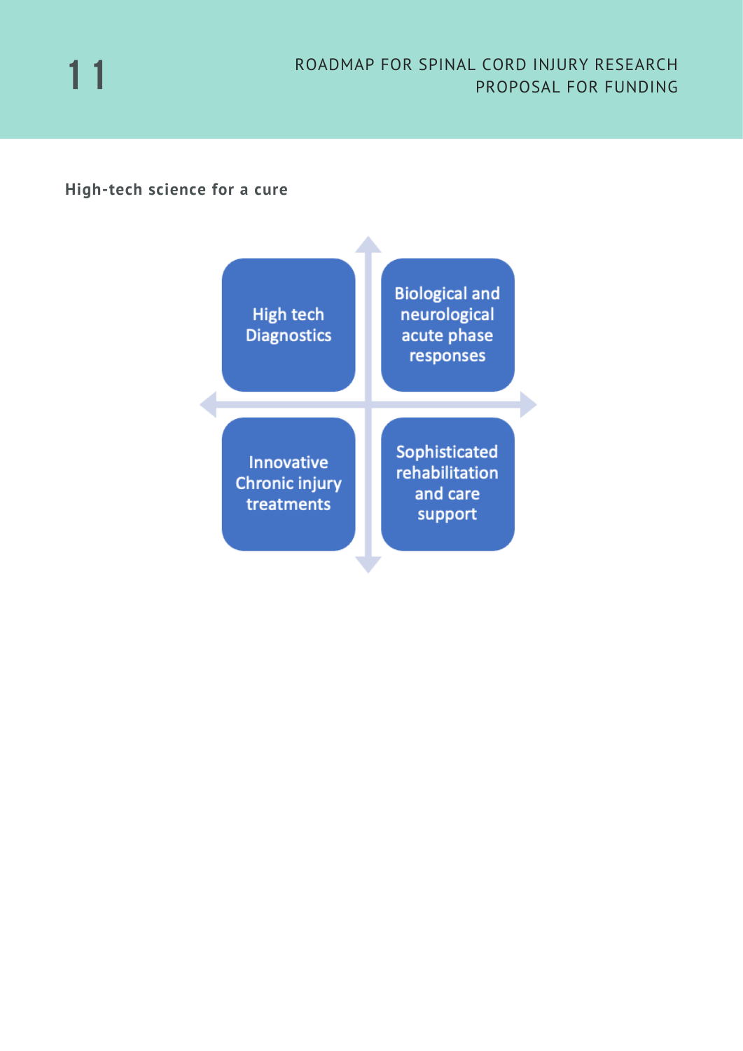**High-tech science for a cure**

- High tech Diagnostics
- Biological and neurological acute phase responses
- Innovative Chronic injury treatments
- Sophisticated rehabilitation and care support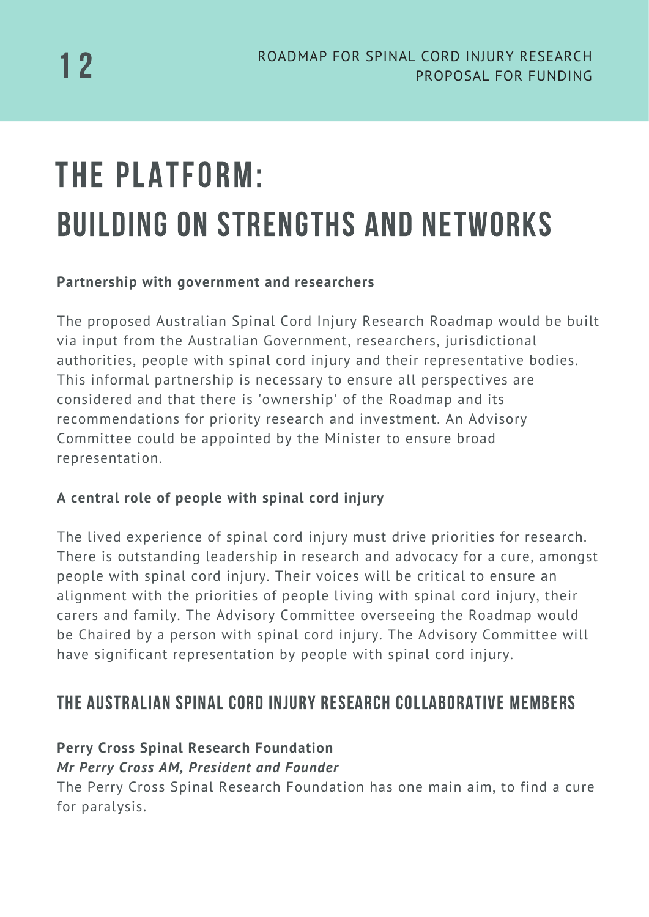# THE PLATFORM: BUILDING ON STRENGTHS AND NETWORKS

**Partnership with government and researchers**

The proposed Australian Spinal Cord Injury Research Roadmap would be built via input from the Australian Government, researchers, jurisdictional authorities, people with spinal cord injury and their representative bodies. This informal partnership is necessary to ensure all perspectives are considered and that there is 'ownership' of the Roadmap and its recommendations for priority research and investment. An Advisory Committee could be appointed by the Minister to ensure broad representation.

**A central role of people with spinal cord injury**

The lived experience of spinal cord injury must drive priorities for research. There is outstanding leadership in research and advocacy for a cure, amongst people with spinal cord injury. Their voices will be critical to ensure an alignment with the priorities of people living with spinal cord injury, their carers and family. The Advisory Committee overseeing the Roadmap would be Chaired by a person with spinal cord injury. The Advisory Committee will have significant representation by people with spinal cord injury.

## THE AUSTRALIAN SPINAL CORD INJURY RESEARCH COLLABORATIVE MEMBERS

**Perry Cross Spinal Research Foundation**
***Mr Perry Cross AM, President and Founder***
The Perry Cross Spinal Research Foundation has one main aim, to find a cure for paralysis.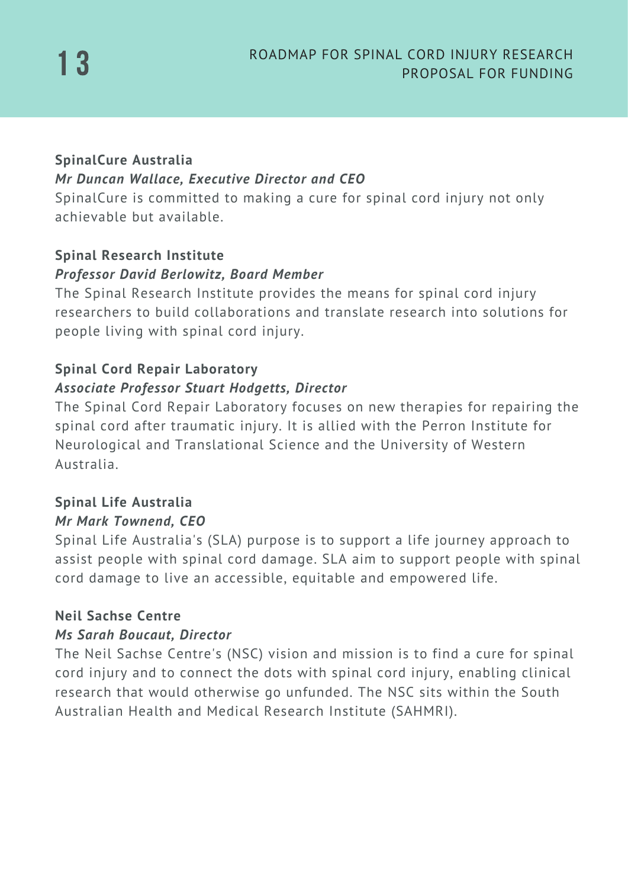**SpinalCure Australia**

***Mr Duncan Wallace, Executive Director and CEO***

SpinalCure is committed to making a cure for spinal cord injury not only achievable but available.

**Spinal Research Institute**

***Professor David Berlowitz, Board Member***

The Spinal Research Institute provides the means for spinal cord injury researchers to build collaborations and translate research into solutions for people living with spinal cord injury.

**Spinal Cord Repair Laboratory**

***Associate Professor Stuart Hodgetts, Director***

The Spinal Cord Repair Laboratory focuses on new therapies for repairing the spinal cord after traumatic injury. It is allied with the Perron Institute for Neurological and Translational Science and the University of Western Australia.

**Spinal Life Australia**

***Mr Mark Townend, CEO***

Spinal Life Australia's (SLA) purpose is to support a life journey approach to assist people with spinal cord damage. SLA aim to support people with spinal cord damage to live an accessible, equitable and empowered life.

**Neil Sachse Centre**

***Ms Sarah Boucaut, Director***

The Neil Sachse Centre's (NSC) vision and mission is to find a cure for spinal cord injury and to connect the dots with spinal cord injury, enabling clinical research that would otherwise go unfunded. The NSC sits within the South Australian Health and Medical Research Institute (SAHMRI).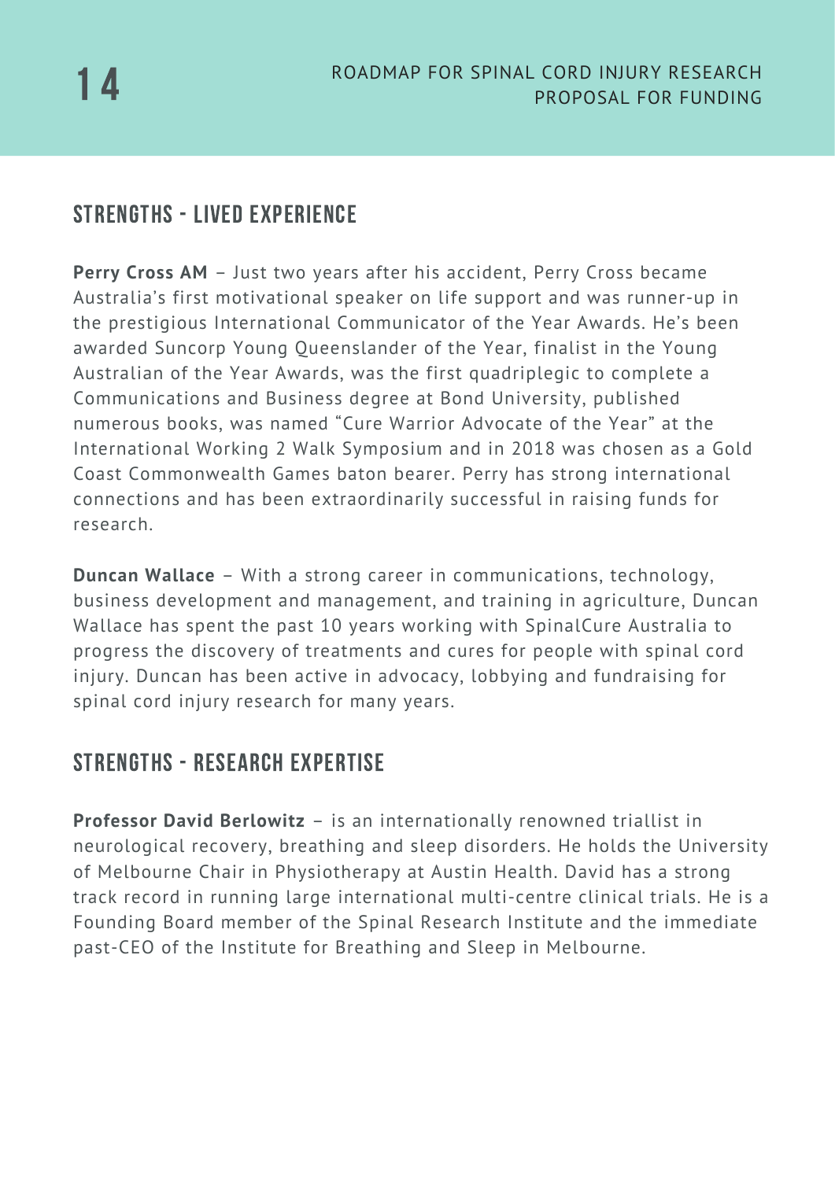## STRENGTHS - LIVED EXPERIENCE

**Perry Cross AM** – Just two years after his accident, Perry Cross became Australia's first motivational speaker on life support and was runner-up in the prestigious International Communicator of the Year Awards. He's been awarded Suncorp Young Queenslander of the Year, finalist in the Young Australian of the Year Awards, was the first quadriplegic to complete a Communications and Business degree at Bond University, published numerous books, was named "Cure Warrior Advocate of the Year" at the International Working 2 Walk Symposium and in 2018 was chosen as a Gold Coast Commonwealth Games baton bearer. Perry has strong international connections and has been extraordinarily successful in raising funds for research.

**Duncan Wallace** – With a strong career in communications, technology, business development and management, and training in agriculture, Duncan Wallace has spent the past 10 years working with SpinalCure Australia to progress the discovery of treatments and cures for people with spinal cord injury. Duncan has been active in advocacy, lobbying and fundraising for spinal cord injury research for many years.

## STRENGTHS - RESEARCH EXPERTISE

**Professor David Berlowitz** – is an internationally renowned triallist in neurological recovery, breathing and sleep disorders. He holds the University of Melbourne Chair in Physiotherapy at Austin Health. David has a strong track record in running large international multi-centre clinical trials. He is a Founding Board member of the Spinal Research Institute and the immediate past-CEO of the Institute for Breathing and Sleep in Melbourne.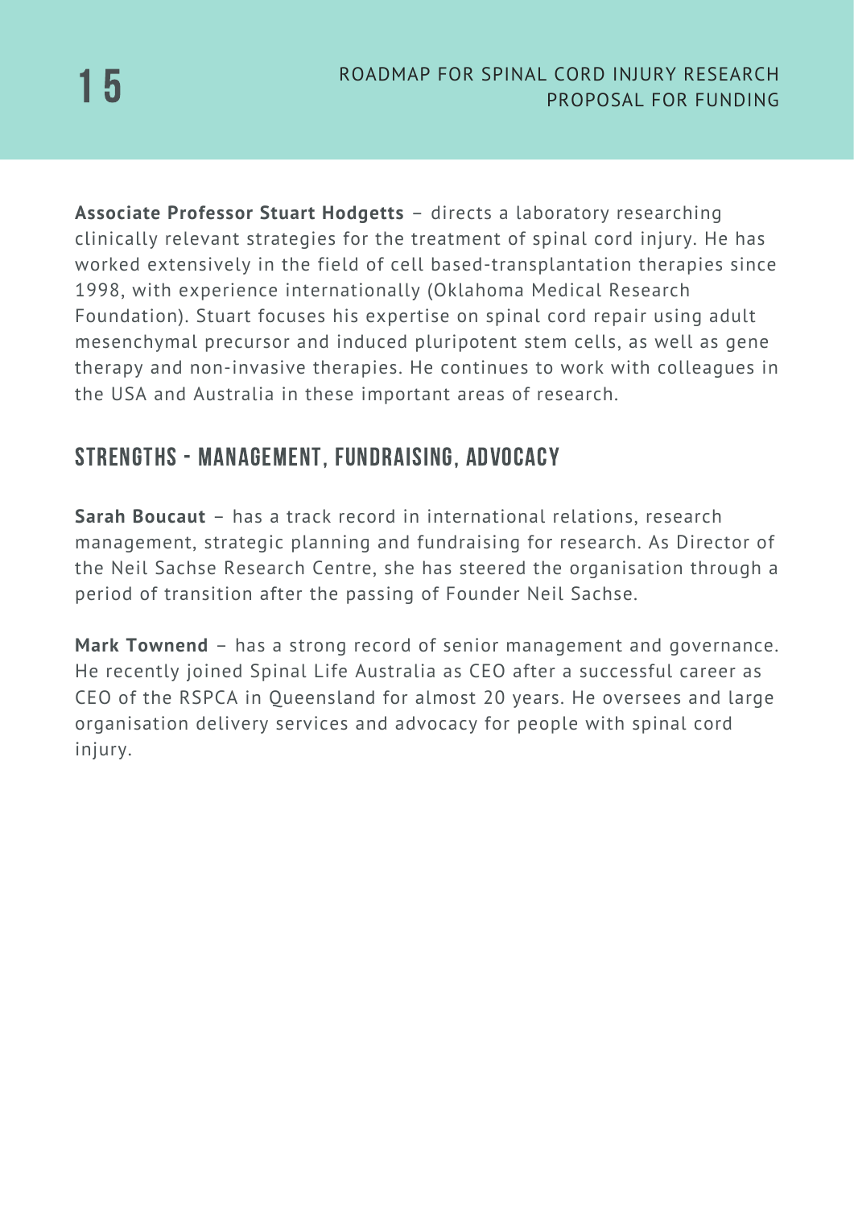**Associate Professor Stuart Hodgetts** – directs a laboratory researching clinically relevant strategies for the treatment of spinal cord injury. He has worked extensively in the field of cell based-transplantation therapies since 1998, with experience internationally (Oklahoma Medical Research Foundation). Stuart focuses his expertise on spinal cord repair using adult mesenchymal precursor and induced pluripotent stem cells, as well as gene therapy and non-invasive therapies. He continues to work with colleagues in the USA and Australia in these important areas of research.

## STRENGTHS - MANAGEMENT, FUNDRAISING, ADVOCACY

**Sarah Boucaut** – has a track record in international relations, research management, strategic planning and fundraising for research. As Director of the Neil Sachse Research Centre, she has steered the organisation through a period of transition after the passing of Founder Neil Sachse.

**Mark Townend** – has a strong record of senior management and governance. He recently joined Spinal Life Australia as CEO after a successful career as CEO of the RSPCA in Queensland for almost 20 years. He oversees and large organisation delivery services and advocacy for people with spinal cord injury.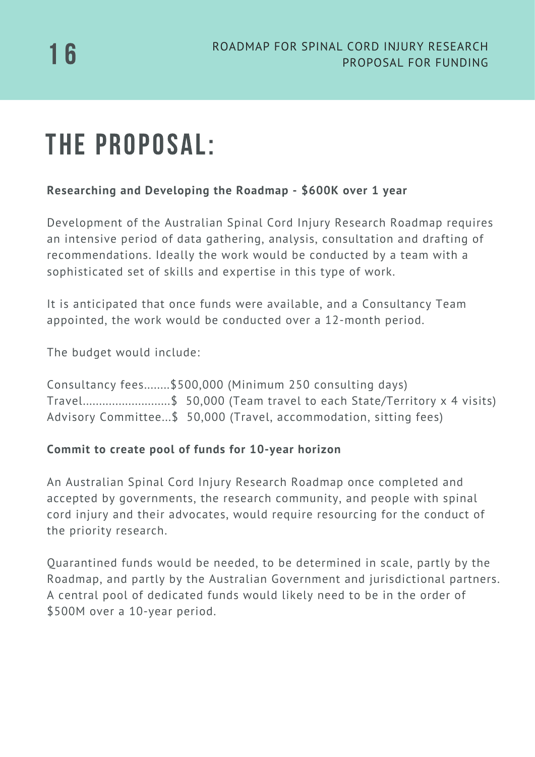# THE PROPOSAL:

**Researching and Developing the Roadmap - $600K over 1 year**

Development of the Australian Spinal Cord Injury Research Roadmap requires an intensive period of data gathering, analysis, consultation and drafting of recommendations. Ideally the work would be conducted by a team with a sophisticated set of skills and expertise in this type of work.

It is anticipated that once funds were available, and a Consultancy Team appointed, the work would be conducted over a 12-month period.

The budget would include:

Consultancy fees........$500,000 (Minimum 250 consulting days)
Travel...........................$ 50,000 (Team travel to each State/Territory x 4 visits)
Advisory Committee...$ 50,000 (Travel, accommodation, sitting fees)

**Commit to create pool of funds for 10-year horizon**

An Australian Spinal Cord Injury Research Roadmap once completed and accepted by governments, the research community, and people with spinal cord injury and their advocates, would require resourcing for the conduct of the priority research.

Quarantined funds would be needed, to be determined in scale, partly by the Roadmap, and partly by the Australian Government and jurisdictional partners. A central pool of dedicated funds would likely need to be in the order of $500M over a 10-year period.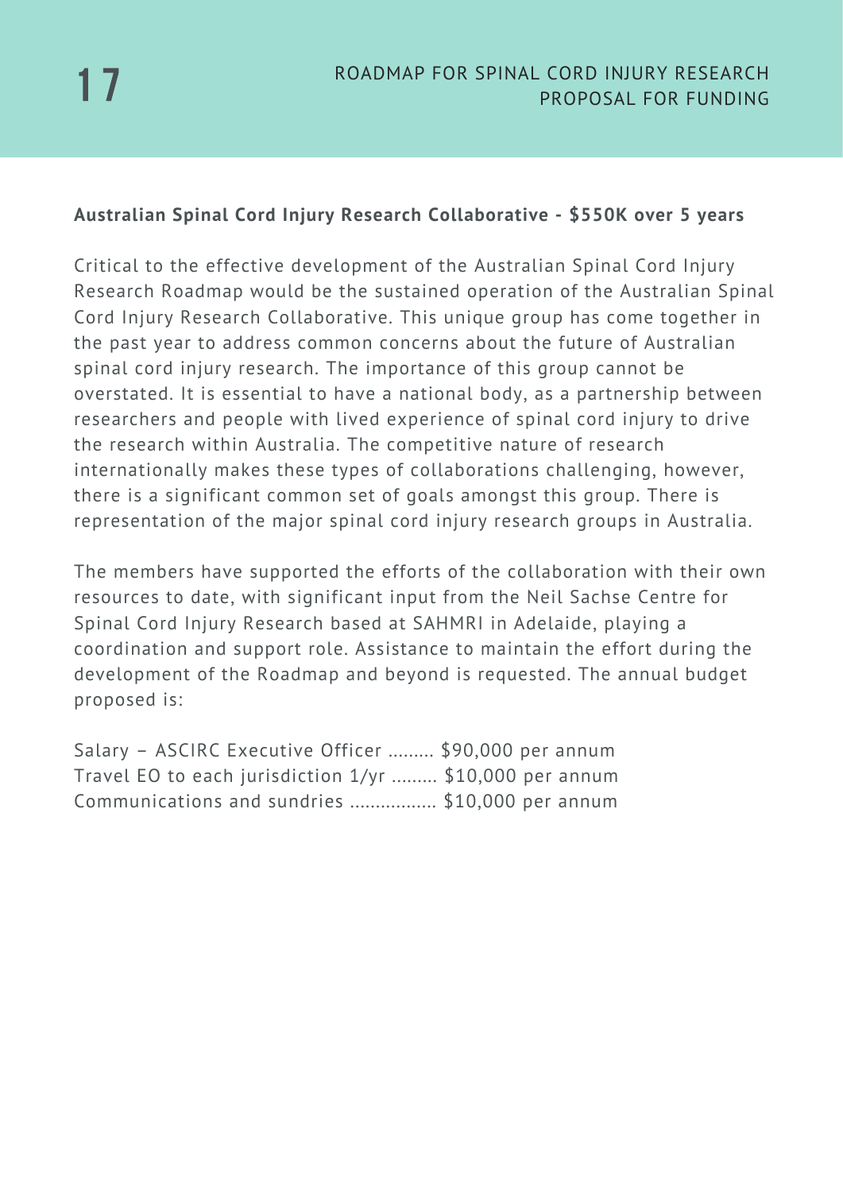**Australian Spinal Cord Injury Research Collaborative - $550K over 5 years**

Critical to the effective development of the Australian Spinal Cord Injury Research Roadmap would be the sustained operation of the Australian Spinal Cord Injury Research Collaborative. This unique group has come together in the past year to address common concerns about the future of Australian spinal cord injury research. The importance of this group cannot be overstated. It is essential to have a national body, as a partnership between researchers and people with lived experience of spinal cord injury to drive the research within Australia. The competitive nature of research internationally makes these types of collaborations challenging, however, there is a significant common set of goals amongst this group. There is representation of the major spinal cord injury research groups in Australia.

The members have supported the efforts of the collaboration with their own resources to date, with significant input from the Neil Sachse Centre for Spinal Cord Injury Research based at SAHMRI in Adelaide, playing a coordination and support role. Assistance to maintain the effort during the development of the Roadmap and beyond is requested. The annual budget proposed is:

Salary – ASCIRC Executive Officer ......... $90,000 per annum
Travel EO to each jurisdiction 1/yr ......... $10,000 per annum
Communications and sundries ................. $10,000 per annum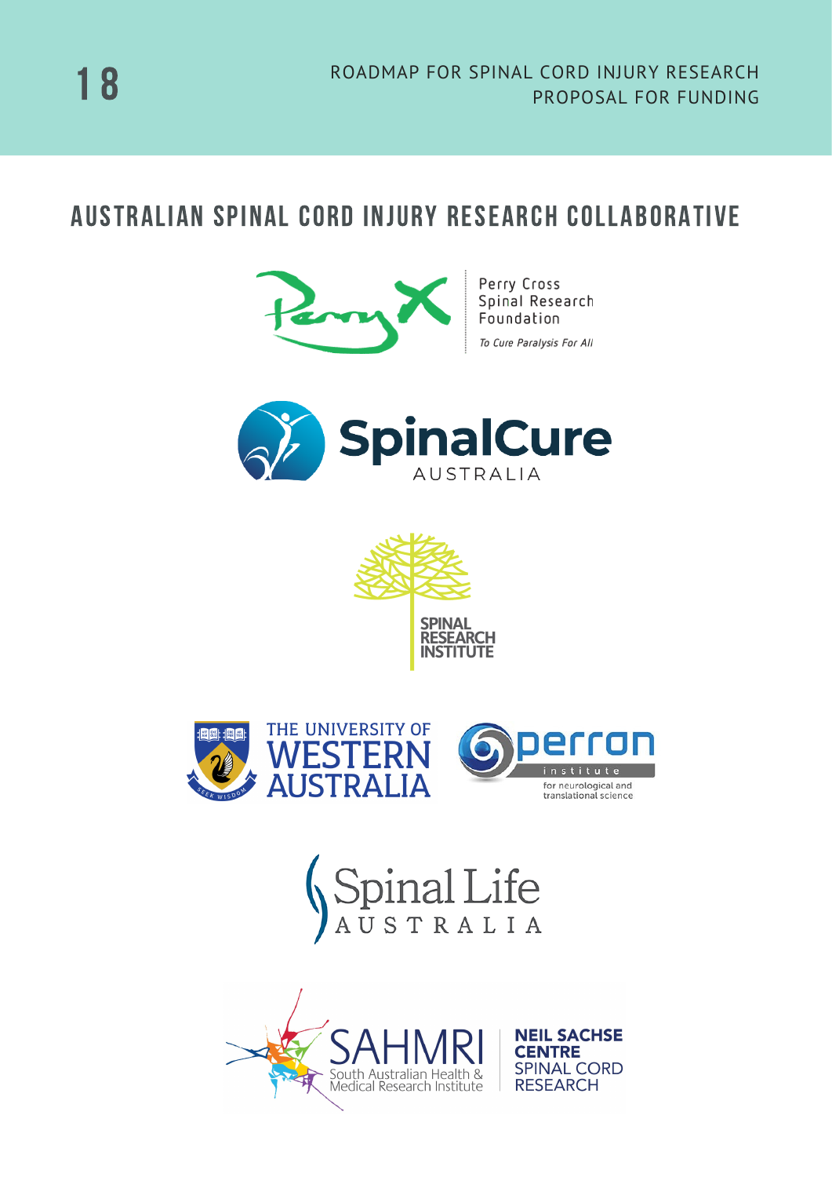## AUSTRALIAN SPINAL CORD INJURY RESEARCH COLLABORATIVE

Perry Cross Spinal Research Foundation

*To Cure Paralysis For All*

SpinalCure AUSTRALIA

SPINAL RESEARCH INSTITUTE

THE UNIVERSITY OF WESTERN AUSTRALIA

perron institute for neurological and translational science

Spinal Life AUSTRALIA

SAHMRI South Australian Health & Medical Research Institute

NEIL SACHSE CENTRE SPINAL CORD RESEARCH